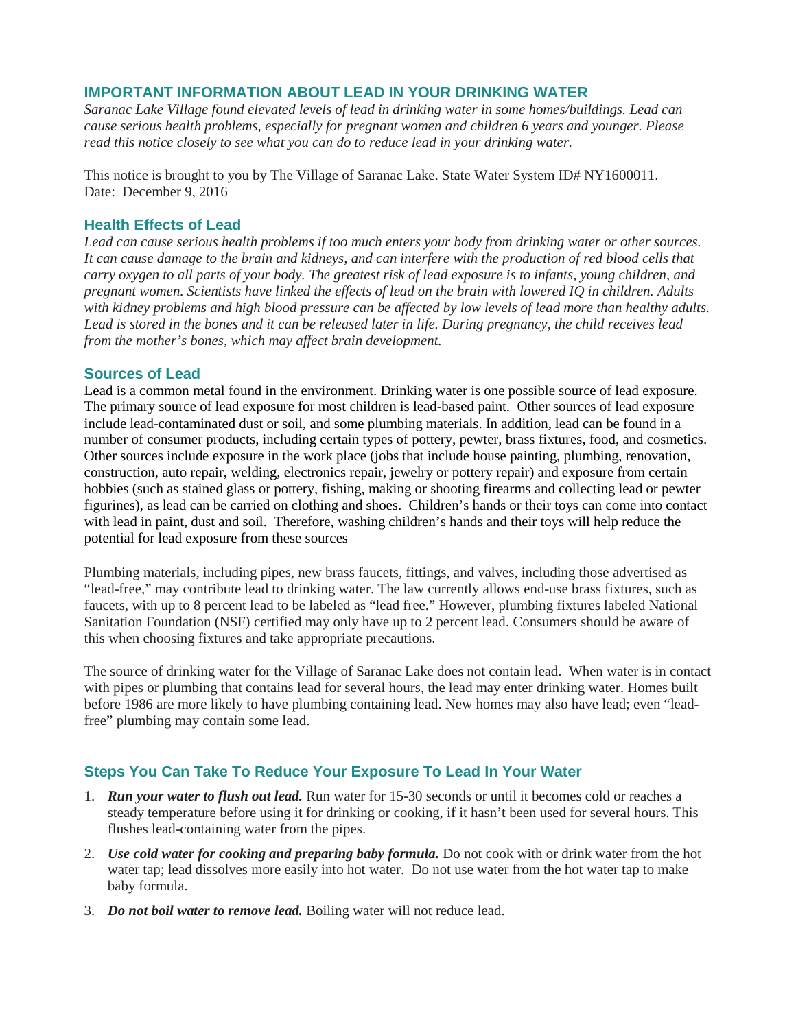## IMPORTANT INFORMATION ABOUT LEAD IN YOUR DRINKING WATER

*Saranac Lake Village found elevated levels of lead in drinking water in some homes/buildings. Lead can cause serious health problems, especially for pregnant women and children 6 years and younger. Please read this notice closely to see what you can do to reduce lead in your drinking water.*

This notice is brought to you by The Village of Saranac Lake. State Water System ID# NY1600011.
Date: December 9, 2016

### Health Effects of Lead

*Lead can cause serious health problems if too much enters your body from drinking water or other sources. It can cause damage to the brain and kidneys, and can interfere with the production of red blood cells that carry oxygen to all parts of your body. The greatest risk of lead exposure is to infants, young children, and pregnant women. Scientists have linked the effects of lead on the brain with lowered IQ in children. Adults with kidney problems and high blood pressure can be affected by low levels of lead more than healthy adults. Lead is stored in the bones and it can be released later in life. During pregnancy, the child receives lead from the mother's bones, which may affect brain development.*

### Sources of Lead

Lead is a common metal found in the environment. Drinking water is one possible source of lead exposure. The primary source of lead exposure for most children is lead-based paint. Other sources of lead exposure include lead-contaminated dust or soil, and some plumbing materials. In addition, lead can be found in a number of consumer products, including certain types of pottery, pewter, brass fixtures, food, and cosmetics. Other sources include exposure in the work place (jobs that include house painting, plumbing, renovation, construction, auto repair, welding, electronics repair, jewelry or pottery repair) and exposure from certain hobbies (such as stained glass or pottery, fishing, making or shooting firearms and collecting lead or pewter figurines), as lead can be carried on clothing and shoes. Children's hands or their toys can come into contact with lead in paint, dust and soil. Therefore, washing children's hands and their toys will help reduce the potential for lead exposure from these sources

Plumbing materials, including pipes, new brass faucets, fittings, and valves, including those advertised as "lead-free," may contribute lead to drinking water. The law currently allows end-use brass fixtures, such as faucets, with up to 8 percent lead to be labeled as "lead free." However, plumbing fixtures labeled National Sanitation Foundation (NSF) certified may only have up to 2 percent lead. Consumers should be aware of this when choosing fixtures and take appropriate precautions.

The source of drinking water for the Village of Saranac Lake does not contain lead. When water is in contact with pipes or plumbing that contains lead for several hours, the lead may enter drinking water. Homes built before 1986 are more likely to have plumbing containing lead. New homes may also have lead; even "lead-free" plumbing may contain some lead.

### Steps You Can Take To Reduce Your Exposure To Lead In Your Water

1. ***Run your water to flush out lead.*** Run water for 15-30 seconds or until it becomes cold or reaches a steady temperature before using it for drinking or cooking, if it hasn't been used for several hours. This flushes lead-containing water from the pipes.
2. ***Use cold water for cooking and preparing baby formula.*** Do not cook with or drink water from the hot water tap; lead dissolves more easily into hot water. Do not use water from the hot water tap to make baby formula.
3. ***Do not boil water to remove lead.*** Boiling water will not reduce lead.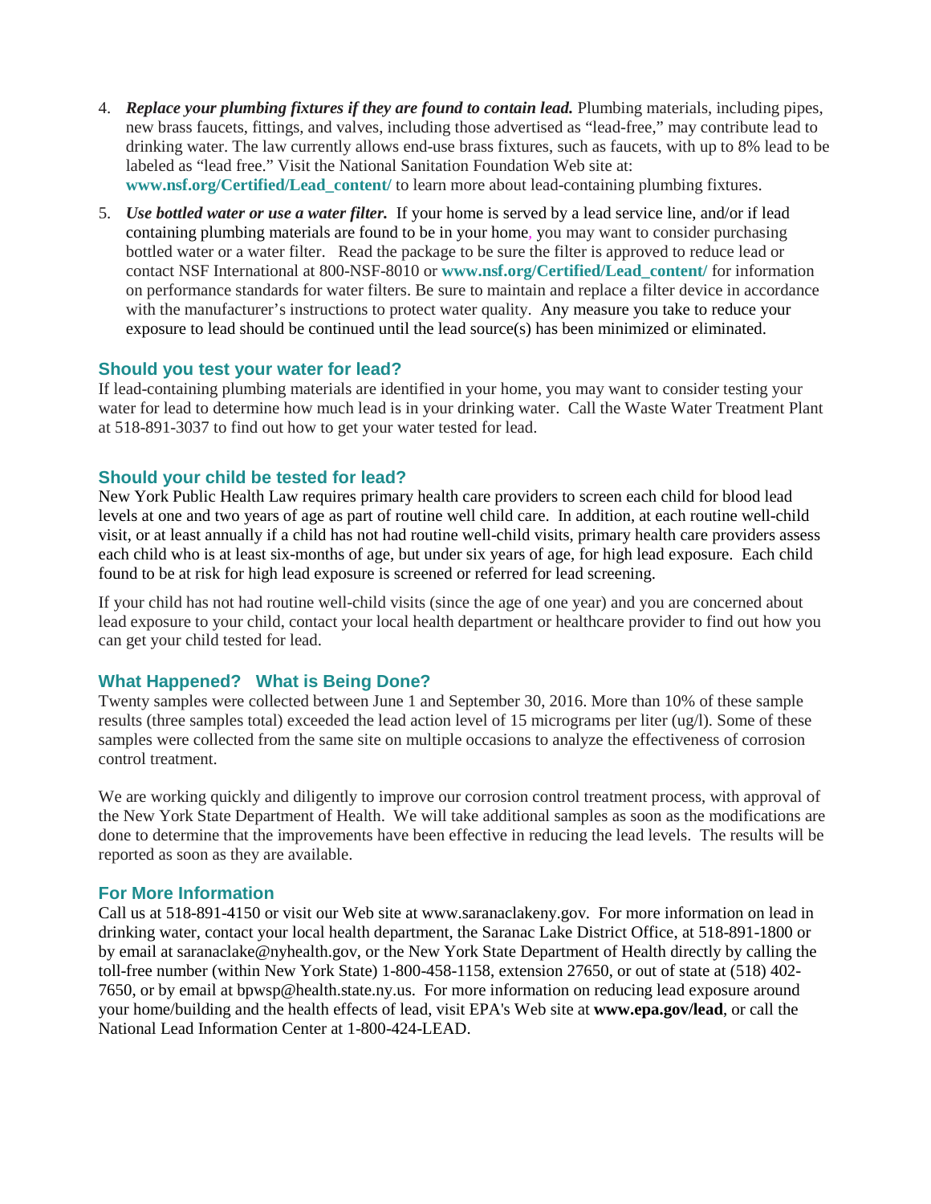4. ***Replace your plumbing fixtures if they are found to contain lead.*** Plumbing materials, including pipes, new brass faucets, fittings, and valves, including those advertised as "lead-free," may contribute lead to drinking water. The law currently allows end-use brass fixtures, such as faucets, with up to 8% lead to be labeled as "lead free." Visit the National Sanitation Foundation Web site at: **www.nsf.org/Certified/Lead_content/** to learn more about lead-containing plumbing fixtures.

5. ***Use bottled water or use a water filter.*** If your home is served by a lead service line, and/or if lead containing plumbing materials are found to be in your home, you may want to consider purchasing bottled water or a water filter. Read the package to be sure the filter is approved to reduce lead or contact NSF International at 800-NSF-8010 or **www.nsf.org/Certified/Lead_content/** for information on performance standards for water filters. Be sure to maintain and replace a filter device in accordance with the manufacturer's instructions to protect water quality. Any measure you take to reduce your exposure to lead should be continued until the lead source(s) has been minimized or eliminated.

## Should you test your water for lead?

If lead-containing plumbing materials are identified in your home, you may want to consider testing your water for lead to determine how much lead is in your drinking water. Call the Waste Water Treatment Plant at 518-891-3037 to find out how to get your water tested for lead.

## Should your child be tested for lead?

New York Public Health Law requires primary health care providers to screen each child for blood lead levels at one and two years of age as part of routine well child care. In addition, at each routine well-child visit, or at least annually if a child has not had routine well-child visits, primary health care providers assess each child who is at least six-months of age, but under six years of age, for high lead exposure. Each child found to be at risk for high lead exposure is screened or referred for lead screening.

If your child has not had routine well-child visits (since the age of one year) and you are concerned about lead exposure to your child, contact your local health department or healthcare provider to find out how you can get your child tested for lead.

## What Happened? What is Being Done?

Twenty samples were collected between June 1 and September 30, 2016. More than 10% of these sample results (three samples total) exceeded the lead action level of 15 micrograms per liter (ug/l). Some of these samples were collected from the same site on multiple occasions to analyze the effectiveness of corrosion control treatment.

We are working quickly and diligently to improve our corrosion control treatment process, with approval of the New York State Department of Health. We will take additional samples as soon as the modifications are done to determine that the improvements have been effective in reducing the lead levels. The results will be reported as soon as they are available.

## For More Information

Call us at 518-891-4150 or visit our Web site at www.saranaclakeny.gov. For more information on lead in drinking water, contact your local health department, the Saranac Lake District Office, at 518-891-1800 or by email at saranaclake@nyhealth.gov, or the New York State Department of Health directly by calling the toll-free number (within New York State) 1-800-458-1158, extension 27650, or out of state at (518) 402-7650, or by email at bpwsp@health.state.ny.us. For more information on reducing lead exposure around your home/building and the health effects of lead, visit EPA's Web site at **www.epa.gov/lead**, or call the National Lead Information Center at 1-800-424-LEAD.